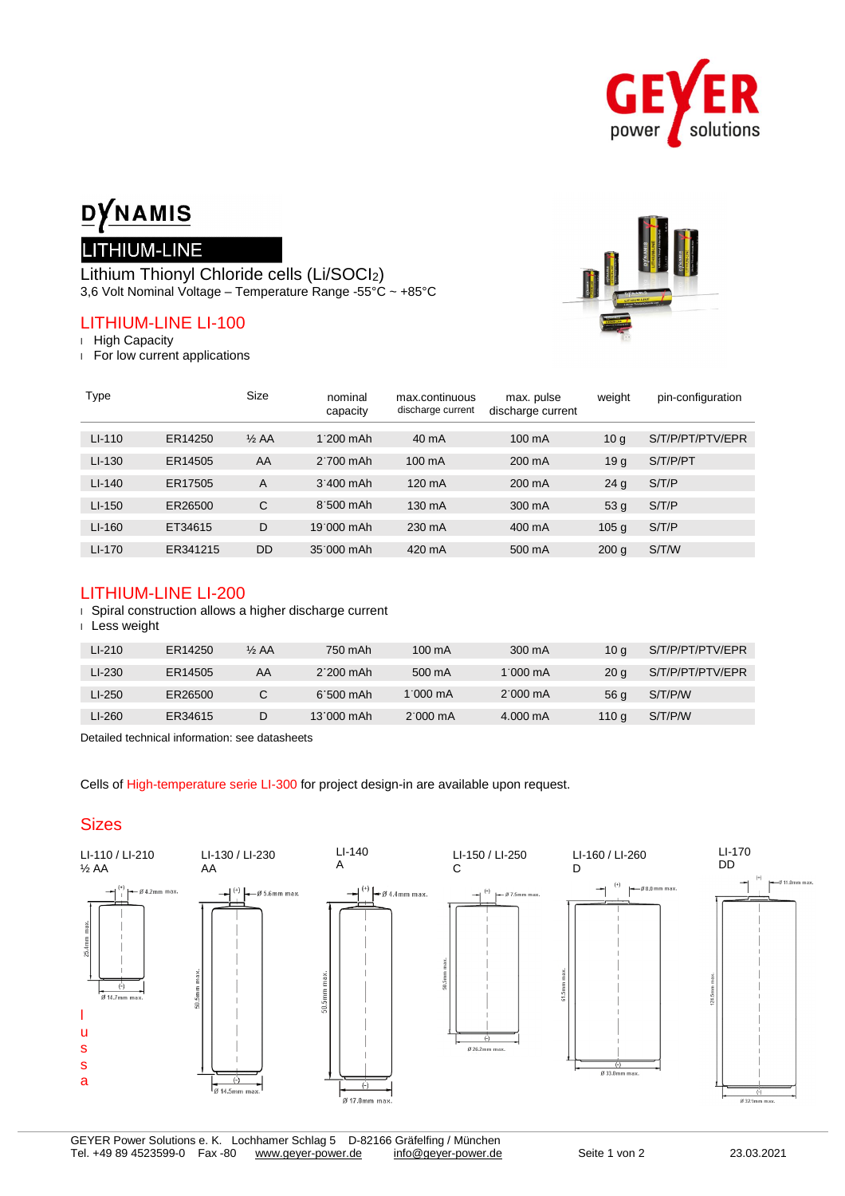# DYNAMIS

## LITHIUM-LINE

Lithium Thionyl Chloride cells (Li/SOCl$_2$)
3,6 Volt Nominal Voltage – Temperature Range -55°C ~ +85°C

## LITHIUM-LINE LI-100

- High Capacity
- For low current applications

| Type | | Size | nominal capacity | max.continuous discharge current | max. pulse discharge current | weight | pin-configuration |
|---|---|---|---|---|---|---|---|
| LI-110 | ER14250 | ½ AA | 1´200 mAh | 40 mA | 100 mA | 10 g | S/T/P/PT/PTV/EPR |
| LI-130 | ER14505 | AA | 2´700 mAh | 100 mA | 200 mA | 19 g | S/T/P/PT |
| LI-140 | ER17505 | A | 3´400 mAh | 120 mA | 200 mA | 24 g | S/T/P |
| LI-150 | ER26500 | C | 8´500 mAh | 130 mA | 300 mA | 53 g | S/T/P |
| LI-160 | ET34615 | D | 19´000 mAh | 230 mA | 400 mA | 105 g | S/T/P |
| LI-170 | ER341215 | DD | 35´000 mAh | 420 mA | 500 mA | 200 g | S/T/W |

## LITHIUM-LINE LI-200

- Spiral construction allows a higher discharge current
- Less weight

| Type | | Size | nominal capacity | max.continuous discharge current | max. pulse discharge current | weight | pin-configuration |
|---|---|---|---|---|---|---|---|
| LI-210 | ER14250 | ½ AA | 750 mAh | 100 mA | 300 mA | 10 g | S/T/P/PT/PTV/EPR |
| LI-230 | ER14505 | AA | 2´200 mAh | 500 mA | 1´000 mA | 20 g | S/T/P/PT/PTV/EPR |
| LI-250 | ER26500 | C | 6´500 mAh | 1´000 mA | 2´000 mA | 56 g | S/T/P/W |
| LI-260 | ER34615 | D | 13´000 mAh | 2´000 mA | 4.000 mA | 110 g | S/T/P/W |

Detailed technical information: see datasheets

Cells of High-temperature serie LI-300 for project design-in are available upon request.

## Sizes

LI-110 / LI-210
½ AA
(+) Ø 4.2mm max.
25.4mm max.
(-) Ø 14.7mm max.

LI-130 / LI-230
AA
(+) Ø 5.6mm max.
50.5mm max.
(-) Ø 14.5mm max.

LI-140
A
(+) Ø 4.4mm max.
50.5mm max.
(-) Ø 17.0mm max.

LI-150 / LI-250
C
(+) Ø 7.5mm max.
50.5mm max.
(-) Ø 26.2mm max.

LI-160 / LI-260
D
(+) Ø 8.0mm max.
61.5mm max.
(-) Ø 33.0mm max.

LI-170
DD
(+) Ø 11.0mm max.
126.5mm max.
(-) Ø 32.9mm max.

l
u
s
s
a

GEYER Power Solutions e. K. Lochhamer Schlag 5 D-82166 Gräfelfing / München
Tel. +49 89 4523599-0 Fax -80 www.geyer-power.de info@geyer-power.de

23.03.2021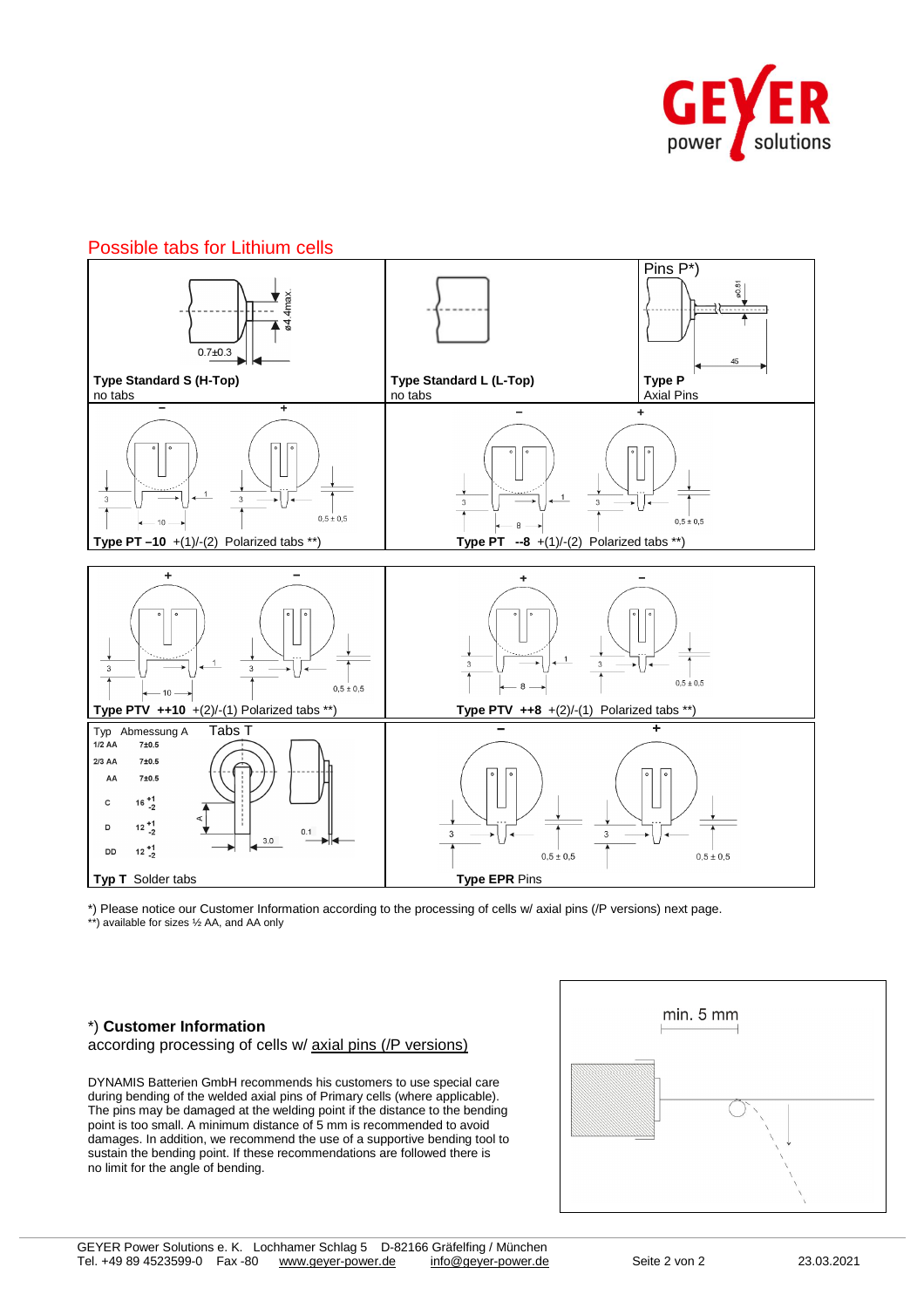## Possible tabs for Lithium cells

| | | |
|---|---|---|
| ø4.4max. / 0.7±0.3 **Type Standard S (H-Top)** no tabs | **Type Standard L (L-Top)** no tabs | Pins P*) ø0.81 / 45 **Type P** Axial Pins |
| − / + / 3 / 1 / 10 / 3 / 0,5 ± 0,5 **Type PT –10** +(1)/-(2) Polarized tabs **) | − / + / 3 / 1 / 8 / 3 / 0,5 ± 0,5 **Type PT --8** +(1)/-(2) Polarized tabs **) | |
| + / − / 3 / 1 / 10 / 3 / 0,5 ± 0,5 **Type PTV ++10** +(2)/-(1) Polarized tabs **) | + / − / 3 / 1 / 8 / 3 / 0,5 ± 0,5 **Type PTV ++8** +(2)/-(1) Polarized tabs **) | |
| Tabs T / A / 3.0 / 0.1 **Typ T** Solder tabs | − / + / 3 / 0,5 ± 0,5 / 3 / 0,5 ± 0,5 **Type EPR** Pins | |

| Typ | Abmessung A |
|---|---|
| 1/2 AA | 7±0.5 |
| 2/3 AA | 7±0.5 |
| AA | 7±0.5 |
| C | $16^{+1}_{-2}$ |
| D | $12^{+1}_{-2}$ |
| DD | $12^{+1}_{-2}$ |

*) Please notice our Customer Information according to the processing of cells w/ axial pins (/P versions) next page.
**) available for sizes ½ AA, and AA only

*) **Customer Information**
according processing of cells w/ axial pins (/P versions)

DYNAMIS Batterien GmbH recommends his customers to use special care during bending of the welded axial pins of Primary cells (where applicable). The pins may be damaged at the welding point if the distance to the bending point is too small. A minimum distance of 5 mm is recommended to avoid damages. In addition, we recommend the use of a supportive bending tool to sustain the bending point. If these recommendations are followed there is no limit for the angle of bending.

min. 5 mm

GEYER Power Solutions e. K. Lochhamer Schlag 5 D-82166 Gräfelfing / München
Tel. +49 89 4523599-0 Fax -80 www.geyer-power.de info@geyer-power.de

23.03.2021